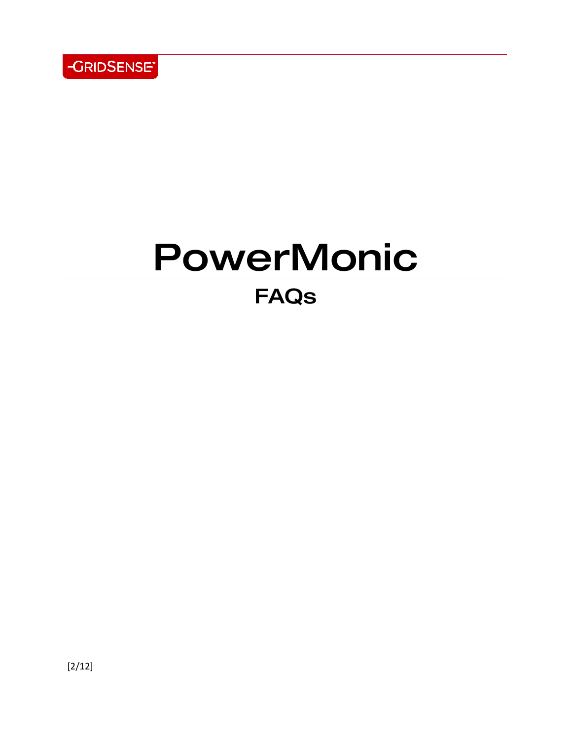GRIDSENSE

# PowerMonic

## FAQs

[2/12]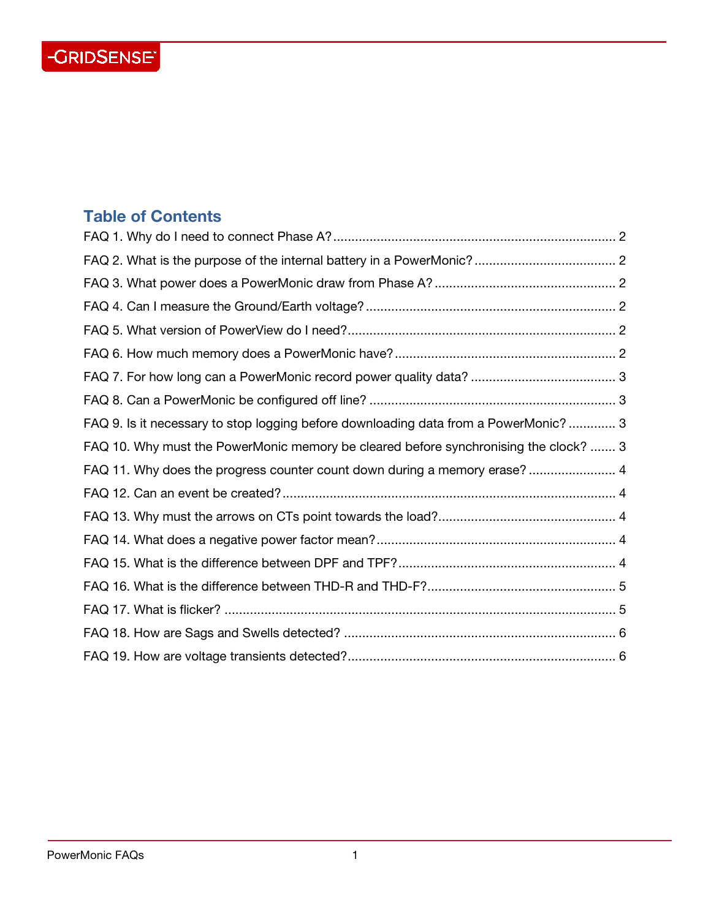## Table of Contents

FAQ 1. Why do I need to connect Phase A? ..... 2

FAQ 2. What is the purpose of the internal battery in a PowerMonic? ..... 2

FAQ 3. What power does a PowerMonic draw from Phase A? ..... 2

FAQ 4. Can I measure the Ground/Earth voltage? ..... 2

FAQ 5. What version of PowerView do I need? ..... 2

FAQ 6. How much memory does a PowerMonic have? ..... 2

FAQ 7. For how long can a PowerMonic record power quality data? ..... 3

FAQ 8. Can a PowerMonic be configured off line? ..... 3

FAQ 9. Is it necessary to stop logging before downloading data from a PowerMonic? ..... 3

FAQ 10. Why must the PowerMonic memory be cleared before synchronising the clock? ..... 3

FAQ 11. Why does the progress counter count down during a memory erase? ..... 4

FAQ 12. Can an event be created? ..... 4

FAQ 13. Why must the arrows on CTs point towards the load? ..... 4

FAQ 14. What does a negative power factor mean? ..... 4

FAQ 15. What is the difference between DPF and TPF? ..... 4

FAQ 16. What is the difference between THD-R and THD-F? ..... 5

FAQ 17. What is flicker? ..... 5

FAQ 18. How are Sags and Swells detected? ..... 6

FAQ 19. How are voltage transients detected? ..... 6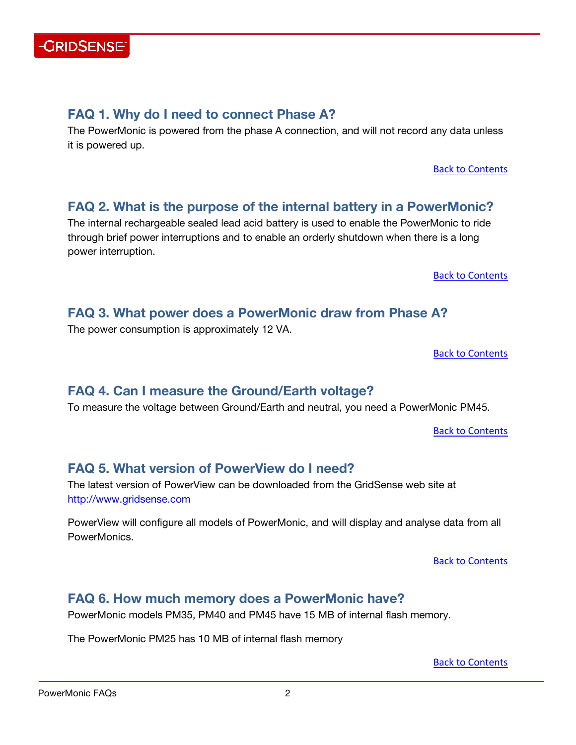## FAQ 1. Why do I need to connect Phase A?

The PowerMonic is powered from the phase A connection, and will not record any data unless it is powered up.

Back to Contents

## FAQ 2. What is the purpose of the internal battery in a PowerMonic?

The internal rechargeable sealed lead acid battery is used to enable the PowerMonic to ride through brief power interruptions and to enable an orderly shutdown when there is a long power interruption.

Back to Contents

## FAQ 3. What power does a PowerMonic draw from Phase A?

The power consumption is approximately 12 VA.

Back to Contents

## FAQ 4. Can I measure the Ground/Earth voltage?

To measure the voltage between Ground/Earth and neutral, you need a PowerMonic PM45.

Back to Contents

## FAQ 5. What version of PowerView do I need?

The latest version of PowerView can be downloaded from the GridSense web site at http://www.gridsense.com

PowerView will configure all models of PowerMonic, and will display and analyse data from all PowerMonics.

Back to Contents

## FAQ 6. How much memory does a PowerMonic have?

PowerMonic models PM35, PM40 and PM45 have 15 MB of internal flash memory.

The PowerMonic PM25 has 10 MB of internal flash memory

Back to Contents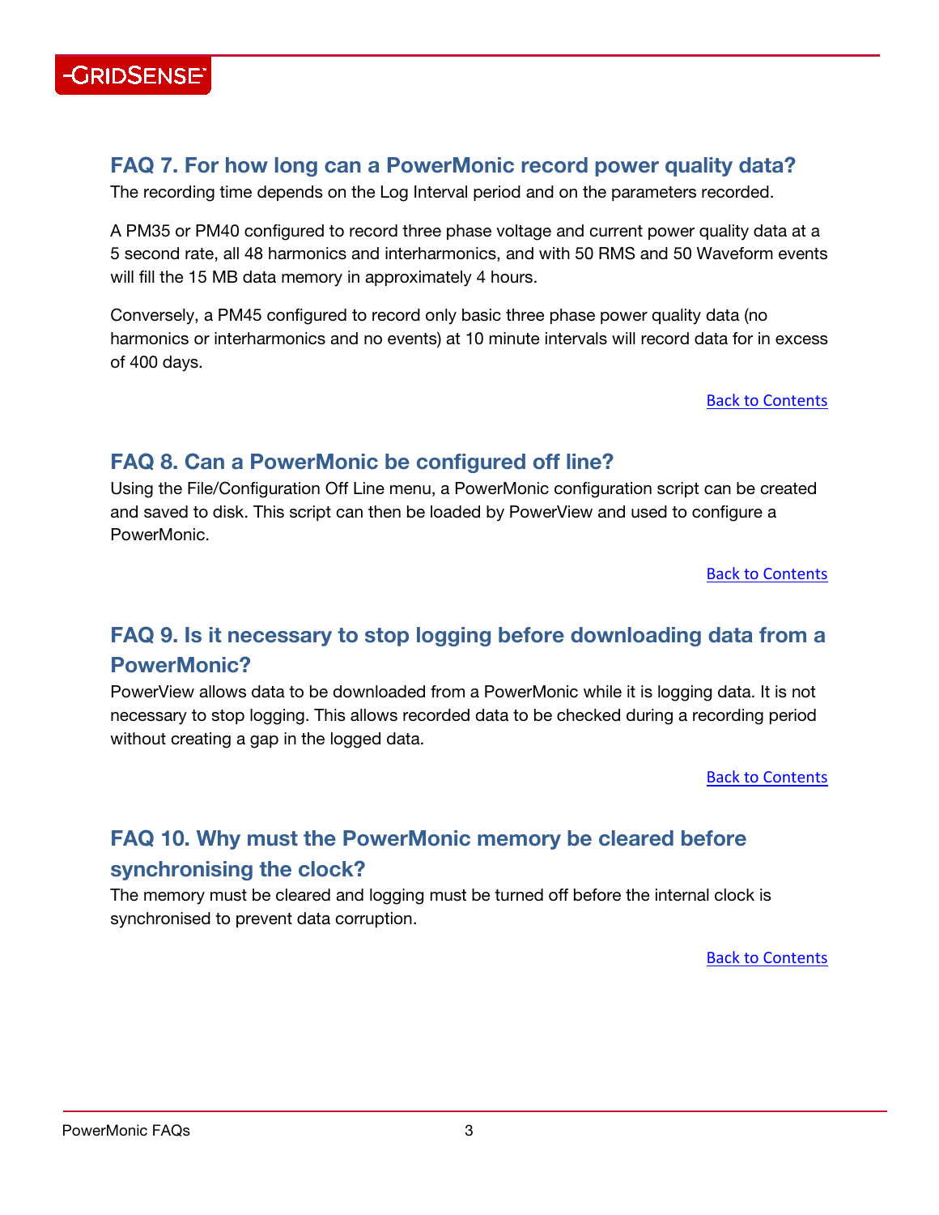## FAQ 7. For how long can a PowerMonic record power quality data?

The recording time depends on the Log Interval period and on the parameters recorded.

A PM35 or PM40 configured to record three phase voltage and current power quality data at a 5 second rate, all 48 harmonics and interharmonics, and with 50 RMS and 50 Waveform events will fill the 15 MB data memory in approximately 4 hours.

Conversely, a PM45 configured to record only basic three phase power quality data (no harmonics or interharmonics and no events) at 10 minute intervals will record data for in excess of 400 days.

Back to Contents

## FAQ 8. Can a PowerMonic be configured off line?

Using the File/Configuration Off Line menu, a PowerMonic configuration script can be created and saved to disk. This script can then be loaded by PowerView and used to configure a PowerMonic.

Back to Contents

## FAQ 9. Is it necessary to stop logging before downloading data from a PowerMonic?

PowerView allows data to be downloaded from a PowerMonic while it is logging data. It is not necessary to stop logging. This allows recorded data to be checked during a recording period without creating a gap in the logged data.

Back to Contents

## FAQ 10. Why must the PowerMonic memory be cleared before synchronising the clock?

The memory must be cleared and logging must be turned off before the internal clock is synchronised to prevent data corruption.

Back to Contents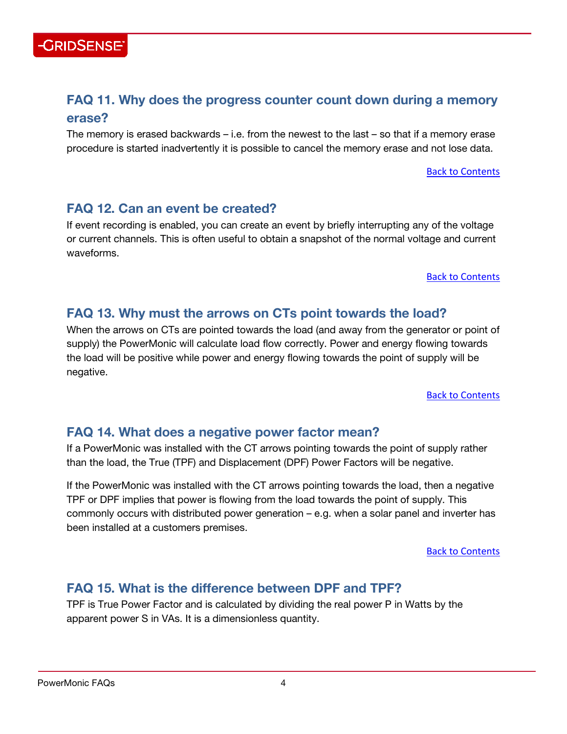## FAQ 11. Why does the progress counter count down during a memory erase?

The memory is erased backwards – i.e. from the newest to the last – so that if a memory erase procedure is started inadvertently it is possible to cancel the memory erase and not lose data.

Back to Contents

## FAQ 12. Can an event be created?

If event recording is enabled, you can create an event by briefly interrupting any of the voltage or current channels. This is often useful to obtain a snapshot of the normal voltage and current waveforms.

Back to Contents

## FAQ 13. Why must the arrows on CTs point towards the load?

When the arrows on CTs are pointed towards the load (and away from the generator or point of supply) the PowerMonic will calculate load flow correctly. Power and energy flowing towards the load will be positive while power and energy flowing towards the point of supply will be negative.

Back to Contents

## FAQ 14. What does a negative power factor mean?

If a PowerMonic was installed with the CT arrows pointing towards the point of supply rather than the load, the True (TPF) and Displacement (DPF) Power Factors will be negative.

If the PowerMonic was installed with the CT arrows pointing towards the load, then a negative TPF or DPF implies that power is flowing from the load towards the point of supply. This commonly occurs with distributed power generation – e.g. when a solar panel and inverter has been installed at a customers premises.

Back to Contents

## FAQ 15. What is the difference between DPF and TPF?

TPF is True Power Factor and is calculated by dividing the real power P in Watts by the apparent power S in VAs. It is a dimensionless quantity.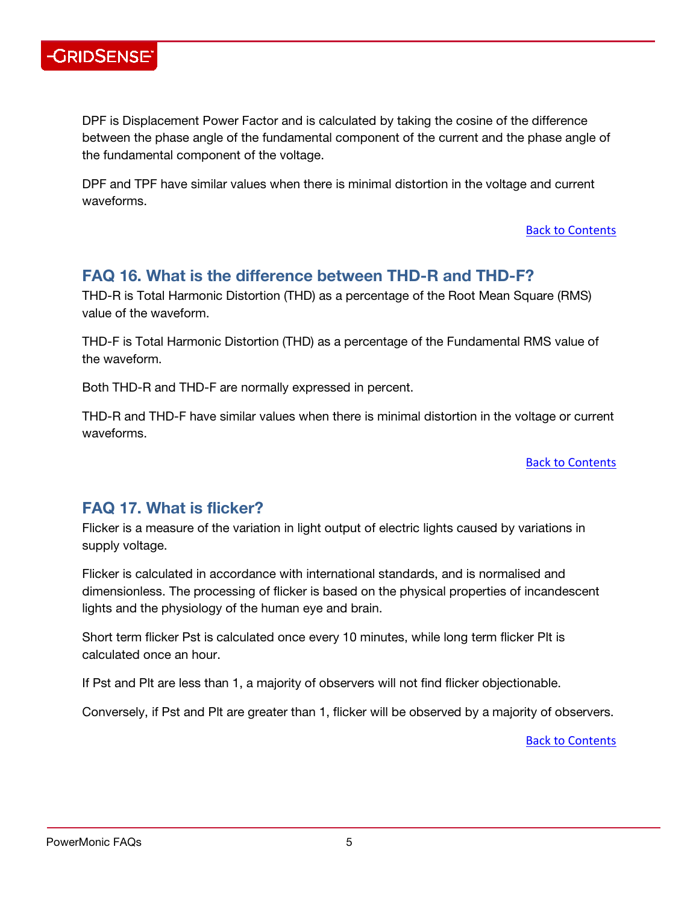DPF is Displacement Power Factor and is calculated by taking the cosine of the difference between the phase angle of the fundamental component of the current and the phase angle of the fundamental component of the voltage.

DPF and TPF have similar values when there is minimal distortion in the voltage and current waveforms.

Back to Contents

## FAQ 16. What is the difference between THD-R and THD-F?

THD-R is Total Harmonic Distortion (THD) as a percentage of the Root Mean Square (RMS) value of the waveform.

THD-F is Total Harmonic Distortion (THD) as a percentage of the Fundamental RMS value of the waveform.

Both THD-R and THD-F are normally expressed in percent.

THD-R and THD-F have similar values when there is minimal distortion in the voltage or current waveforms.

Back to Contents

## FAQ 17. What is flicker?

Flicker is a measure of the variation in light output of electric lights caused by variations in supply voltage.

Flicker is calculated in accordance with international standards, and is normalised and dimensionless. The processing of flicker is based on the physical properties of incandescent lights and the physiology of the human eye and brain.

Short term flicker Pst is calculated once every 10 minutes, while long term flicker Plt is calculated once an hour.

If Pst and Plt are less than 1, a majority of observers will not find flicker objectionable.

Conversely, if Pst and Plt are greater than 1, flicker will be observed by a majority of observers.

Back to Contents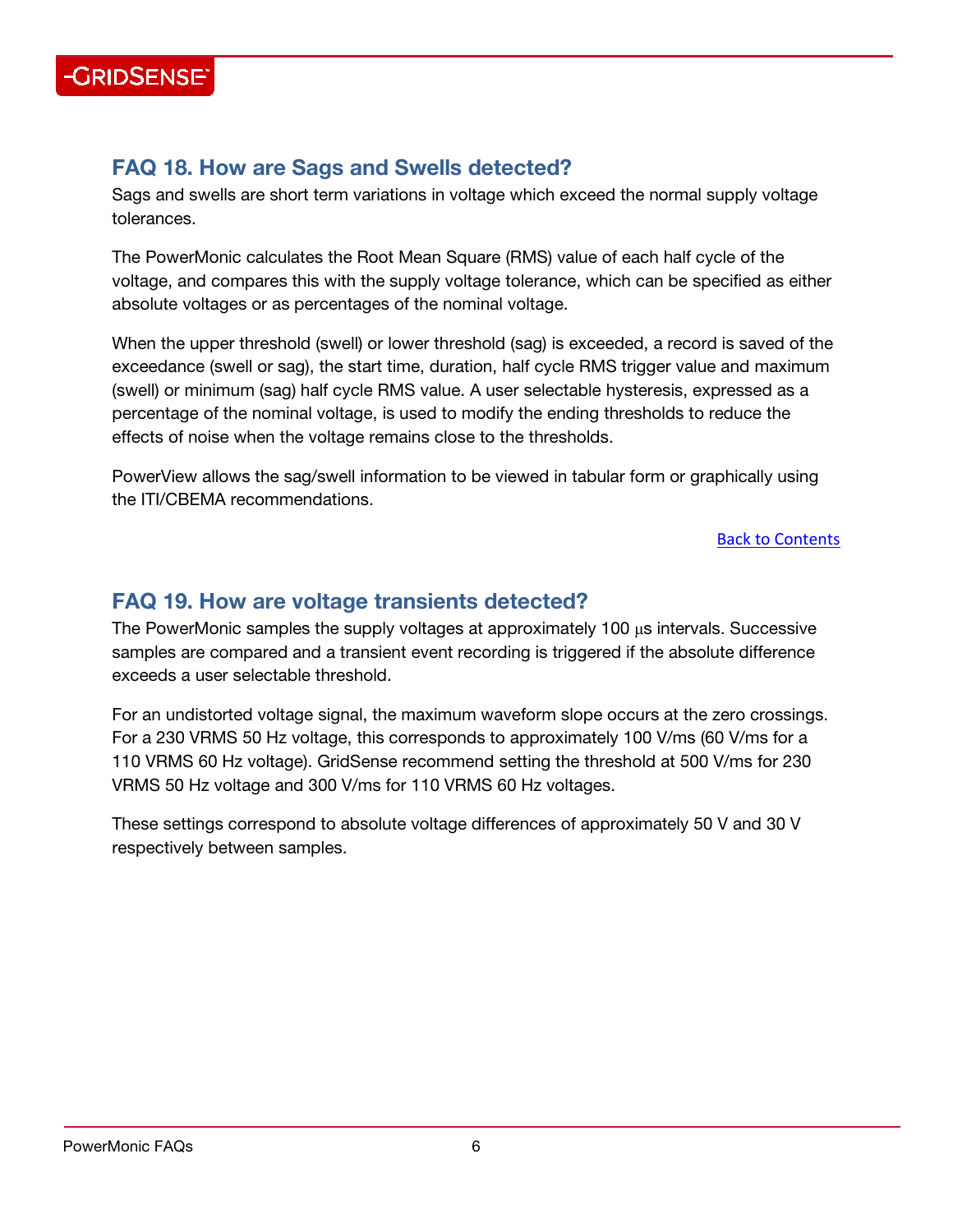## FAQ 18. How are Sags and Swells detected?

Sags and swells are short term variations in voltage which exceed the normal supply voltage tolerances.

The PowerMonic calculates the Root Mean Square (RMS) value of each half cycle of the voltage, and compares this with the supply voltage tolerance, which can be specified as either absolute voltages or as percentages of the nominal voltage.

When the upper threshold (swell) or lower threshold (sag) is exceeded, a record is saved of the exceedance (swell or sag), the start time, duration, half cycle RMS trigger value and maximum (swell) or minimum (sag) half cycle RMS value. A user selectable hysteresis, expressed as a percentage of the nominal voltage, is used to modify the ending thresholds to reduce the effects of noise when the voltage remains close to the thresholds.

PowerView allows the sag/swell information to be viewed in tabular form or graphically using the ITI/CBEMA recommendations.

Back to Contents

## FAQ 19. How are voltage transients detected?

The PowerMonic samples the supply voltages at approximately 100 μs intervals. Successive samples are compared and a transient event recording is triggered if the absolute difference exceeds a user selectable threshold.

For an undistorted voltage signal, the maximum waveform slope occurs at the zero crossings. For a 230 VRMS 50 Hz voltage, this corresponds to approximately 100 V/ms (60 V/ms for a 110 VRMS 60 Hz voltage). GridSense recommend setting the threshold at 500 V/ms for 230 VRMS 50 Hz voltage and 300 V/ms for 110 VRMS 60 Hz voltages.

These settings correspond to absolute voltage differences of approximately 50 V and 30 V respectively between samples.